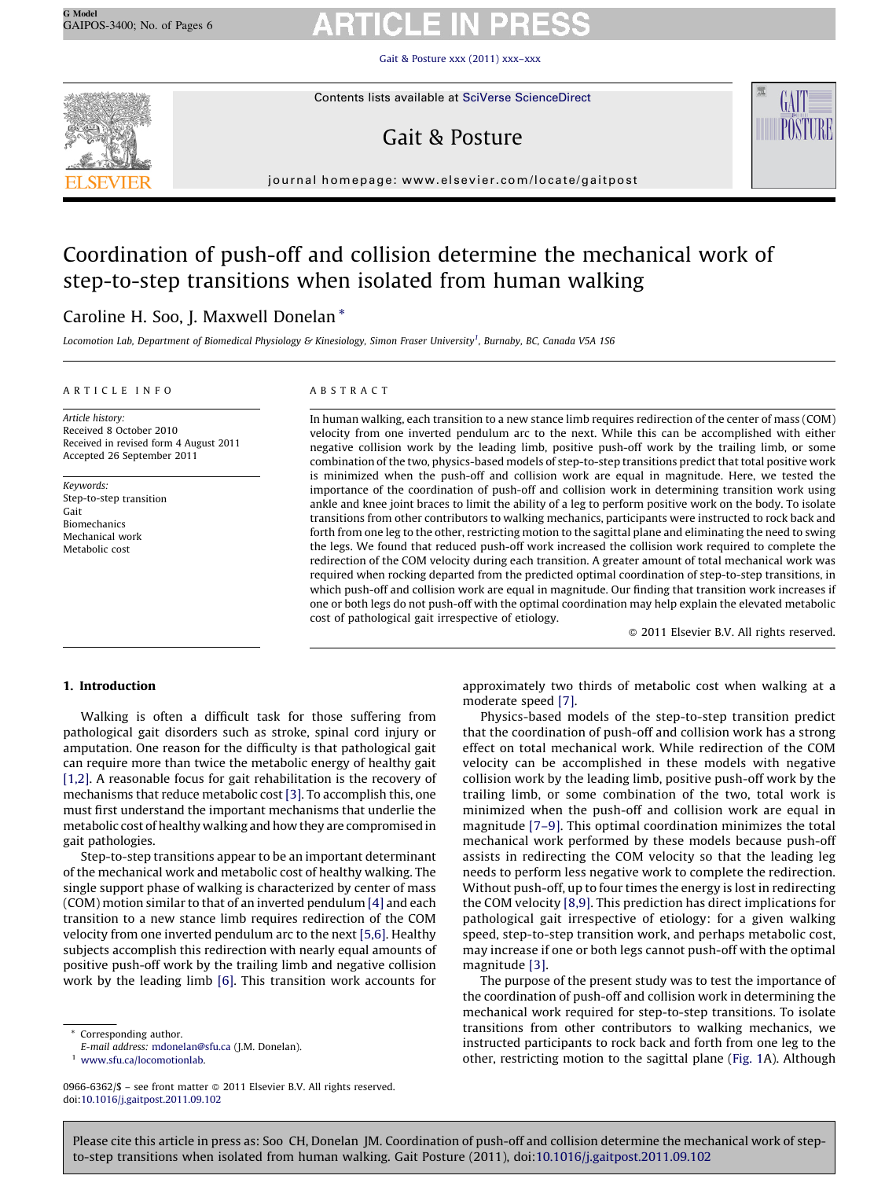# Coordination of push-off and collision determine the mechanical work of step-to-step transitions when isolated from human walking

Caroline H. Soo, J. Maxwell Donelan *

Locomotion Lab, Department of Biomedical Physiology & Kinesiology, Simon Fraser University[1], Burnaby, BC, Canada V5A 1S6

ARTICLE INFO

*Article history:*
Received 8 October 2010
Received in revised form 4 August 2011
Accepted 26 September 2011

*Keywords:*
Step-to-step transition
Gait
Biomechanics
Mechanical work
Metabolic cost

ABSTRACT

In human walking, each transition to a new stance limb requires redirection of the center of mass (COM) velocity from one inverted pendulum arc to the next. While this can be accomplished with either negative collision work by the leading limb, positive push-off work by the trailing limb, or some combination of the two, physics-based models of step-to-step transitions predict that total positive work is minimized when the push-off and collision work are equal in magnitude. Here, we tested the importance of the coordination of push-off and collision work in determining transition work using ankle and knee joint braces to limit the ability of a leg to perform positive work on the body. To isolate transitions from other contributors to walking mechanics, participants were instructed to rock back and forth from one leg to the other, restricting motion to the sagittal plane and eliminating the need to swing the legs. We found that reduced push-off work increased the collision work required to complete the redirection of the COM velocity during each transition. A greater amount of total mechanical work was required when rocking departed from the predicted optimal coordination of step-to-step transitions, in which push-off and collision work are equal in magnitude. Our finding that transition work increases if one or both legs do not push-off with the optimal coordination may help explain the elevated metabolic cost of pathological gait irrespective of etiology.

© 2011 Elsevier B.V. All rights reserved.

## 1. Introduction

Walking is often a difficult task for those suffering from pathological gait disorders such as stroke, spinal cord injury or amputation. One reason for the difficulty is that pathological gait can require more than twice the metabolic energy of healthy gait [1,2]. A reasonable focus for gait rehabilitation is the recovery of mechanisms that reduce metabolic cost [3]. To accomplish this, one must first understand the important mechanisms that underlie the metabolic cost of healthy walking and how they are compromised in gait pathologies.

Step-to-step transitions appear to be an important determinant of the mechanical work and metabolic cost of healthy walking. The single support phase of walking is characterized by center of mass (COM) motion similar to that of an inverted pendulum [4] and each transition to a new stance limb requires redirection of the COM velocity from one inverted pendulum arc to the next [5,6]. Healthy subjects accomplish this redirection with nearly equal amounts of positive push-off work by the trailing limb and negative collision work by the leading limb [6]. This transition work accounts for approximately two thirds of metabolic cost when walking at a moderate speed [7].

Physics-based models of the step-to-step transition predict that the coordination of push-off and collision work has a strong effect on total mechanical work. While redirection of the COM velocity can be accomplished in these models with negative collision work by the leading limb, positive push-off work by the trailing limb, or some combination of the two, total work is minimized when the push-off and collision work are equal in magnitude [7–9]. This optimal coordination minimizes the total mechanical work performed by these models because push-off assists in redirecting the COM velocity so that the leading leg needs to perform less negative work to complete the redirection. Without push-off, up to four times the energy is lost in redirecting the COM velocity [8,9]. This prediction has direct implications for pathological gait irrespective of etiology: for a given walking speed, step-to-step transition work, and perhaps metabolic cost, may increase if one or both legs cannot push-off with the optimal magnitude [3].

The purpose of the present study was to test the importance of the coordination of push-off and collision work in determining the mechanical work required for step-to-step transitions. To isolate transitions from other contributors to walking mechanics, we instructed participants to rock back and forth from one leg to the other, restricting motion to the sagittal plane (Fig. 1A). Although

\* Corresponding author.
E-mail address: mdonelan@sfu.ca (J.M. Donelan).
[1] www.sfu.ca/locomotionlab.

0966-6362/$ – see front matter © 2011 Elsevier B.V. All rights reserved.
doi:10.1016/j.gaitpost.2011.09.102

Please cite this article in press as: Soo CH, Donelan JM. Coordination of push-off and collision determine the mechanical work of step-to-step transitions when isolated from human walking. Gait Posture (2011), doi:10.1016/j.gaitpost.2011.09.102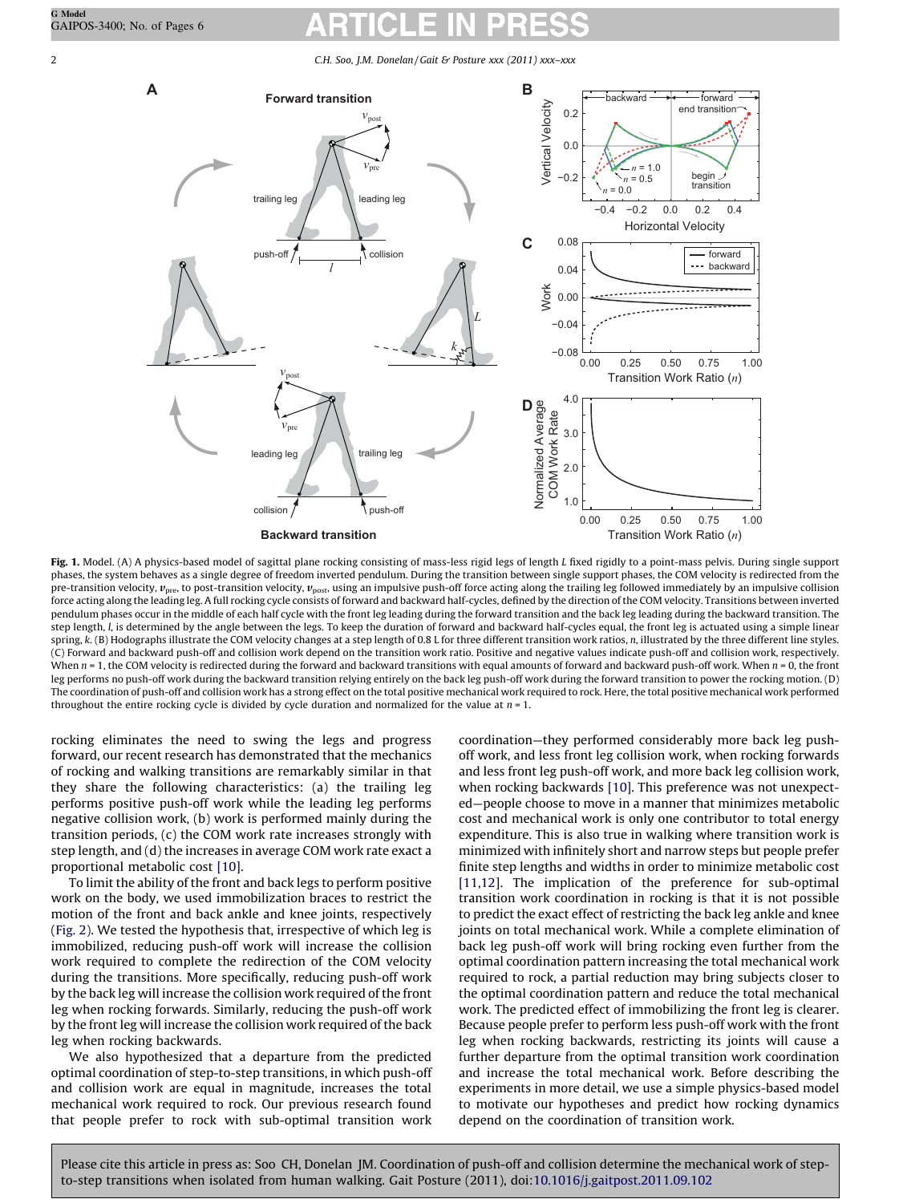A

Forward transition

$v_{post}$

$v_{pre}$

trailing leg

leading leg

push-off

collision

$l$

$L$

$k$

$v_{post}$

$v_{pre}$

leading leg

trailing leg

collision

push-off

Backward transition

B

backward

forward

end transition

Vertical Velocity

0.2

0.0

−0.2

$n$ = 1.0

$n$ = 0.5

$n$ = 0.0

begin transition

−0.4 −0.2 0.0 0.2 0.4

Horizontal Velocity

C

0.08

0.04

0.00

−0.04

−0.08

Work

forward

backward

0.00 0.25 0.50 0.75 1.00

Transition Work Ratio ($n$)

D

Normalized Average COM Work Rate

4.0

3.0

2.0

1.0

0.00 0.25 0.50 0.75 1.00

Transition Work Ratio ($n$)

**Fig. 1.** Model. (A) A physics-based model of sagittal plane rocking consisting of mass-less rigid legs of length $L$ fixed rigidly to a point-mass pelvis. During single support phases, the system behaves as a single degree of freedom inverted pendulum. During the transition between single support phases, the COM velocity is redirected from the pre-transition velocity, $\boldsymbol{v}_{pre}$, to post-transition velocity, $\boldsymbol{v}_{post}$, using an impulsive push-off force acting along the trailing leg followed immediately by an impulsive collision force acting along the leading leg. A full rocking cycle consists of forward and backward half-cycles, defined by the direction of the COM velocity. Transitions between inverted pendulum phases occur in the middle of each half cycle with the front leg leading during the forward transition and the back leg leading during the backward transition. The step length, $l$, is determined by the angle between the legs. To keep the duration of forward and backward half-cycles equal, the front leg is actuated using a simple linear spring, $k$. (B) Hodographs illustrate the COM velocity changes at a step length of 0.8 L for three different transition work ratios, $n$, illustrated by the three different line styles. (C) Forward and backward push-off and collision work depend on the transition work ratio. Positive and negative values indicate push-off and collision work, respectively. When $n = 1$, the COM velocity is redirected during the forward and backward transitions with equal amounts of forward and backward push-off work. When $n = 0$, the front leg performs no push-off work during the backward transition relying entirely on the back leg push-off work during the forward transition to power the rocking motion. (D) The coordination of push-off and collision work has a strong effect on the total positive mechanical work required to rock. Here, the total positive mechanical work performed throughout the entire rocking cycle is divided by cycle duration and normalized for the value at $n = 1$.

rocking eliminates the need to swing the legs and progress forward, our recent research has demonstrated that the mechanics of rocking and walking transitions are remarkably similar in that they share the following characteristics: (a) the trailing leg performs positive push-off work while the leading leg performs negative collision work, (b) work is performed mainly during the transition periods, (c) the COM work rate increases strongly with step length, and (d) the increases in average COM work rate exact a proportional metabolic cost [10].

To limit the ability of the front and back legs to perform positive work on the body, we used immobilization braces to restrict the motion of the front and back ankle and knee joints, respectively (Fig. 2). We tested the hypothesis that, irrespective of which leg is immobilized, reducing push-off work will increase the collision work required to complete the redirection of the COM velocity during the transitions. More specifically, reducing push-off work by the back leg will increase the collision work required of the front leg when rocking forwards. Similarly, reducing the push-off work by the front leg will increase the collision work required of the back leg when rocking backwards.

We also hypothesized that a departure from the predicted optimal coordination of step-to-step transitions, in which push-off and collision work are equal in magnitude, increases the total mechanical work required to rock. Our previous research found that people prefer to rock with sub-optimal transition work coordination—they performed considerably more back leg push-off work, and less front leg collision work, when rocking forwards and less front leg push-off work, and more back leg collision work, when rocking backwards [10]. This preference was not unexpected—people choose to move in a manner that minimizes metabolic cost and mechanical work is only one contributor to total energy expenditure. This is also true in walking where transition work is minimized with infinitely short and narrow steps but people prefer finite step lengths and widths in order to minimize metabolic cost [11,12]. The implication of the preference for sub-optimal transition work coordination in rocking is that it is not possible to predict the exact effect of restricting the back leg ankle and knee joints on total mechanical work. While a complete elimination of back leg push-off work will bring rocking even further from the optimal coordination pattern increasing the total mechanical work required to rock, a partial reduction may bring subjects closer to the optimal coordination pattern and reduce the total mechanical work. The predicted effect of immobilizing the front leg is clearer. Because people prefer to perform less push-off work with the front leg when rocking backwards, restricting its joints will cause a further departure from the optimal transition work coordination and increase the total mechanical work. Before describing the experiments in more detail, we use a simple physics-based model to motivate our hypotheses and predict how rocking dynamics depend on the coordination of transition work.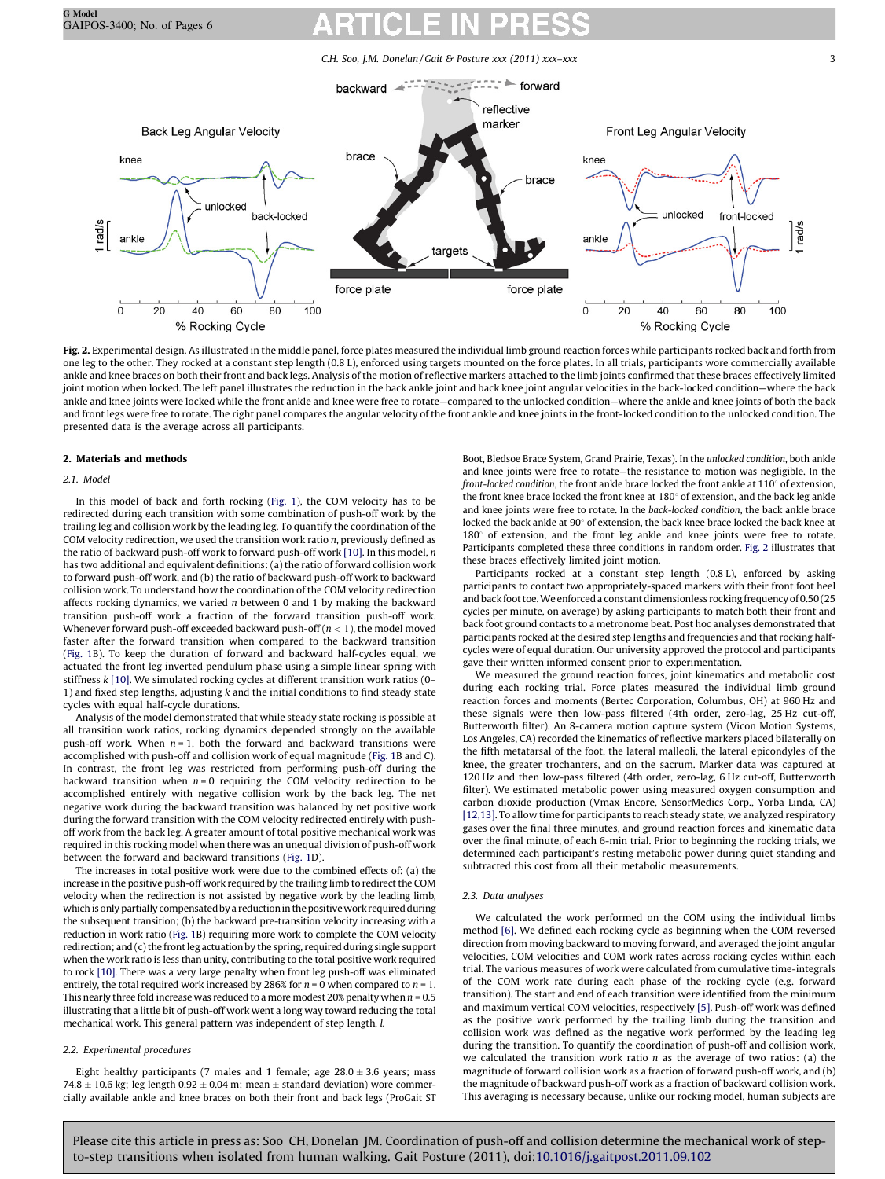**Fig. 2.** Experimental design. As illustrated in the middle panel, force plates measured the individual limb ground reaction forces while participants rocked back and forth from one leg to the other. They rocked at a constant step length (0.8 L), enforced using targets mounted on the force plates. In all trials, participants wore commercially available ankle and knee braces on both their front and back legs. Analysis of the motion of reflective markers attached to the limb joints confirmed that these braces effectively limited joint motion when locked. The left panel illustrates the reduction in the back ankle joint and back knee joint angular velocities in the back-locked condition—where the back ankle and knee joints were locked while the front ankle and knee were free to rotate—compared to the unlocked condition—where the ankle and knee joints of both the back and front legs were free to rotate. The right panel compares the angular velocity of the front ankle and knee joints in the front-locked condition to the unlocked condition. The presented data is the average across all participants.

## 2. Materials and methods

### 2.1. Model

In this model of back and forth rocking (Fig. 1), the COM velocity has to be redirected during each transition with some combination of push-off work by the trailing leg and collision work by the leading leg. To quantify the coordination of the COM velocity redirection, we used the transition work ratio $n$, previously defined as the ratio of backward push-off work to forward push-off work [10]. In this model, $n$ has two additional and equivalent definitions: (a) the ratio of forward collision work to forward push-off work, and (b) the ratio of backward push-off work to backward collision work. To understand how the coordination of the COM velocity redirection affects rocking dynamics, we varied $n$ between 0 and 1 by making the backward transition push-off work a fraction of the forward transition push-off work. Whenever forward push-off exceeded backward push-off ($n < 1$), the model moved faster after the forward transition when compared to the backward transition (Fig. 1B). To keep the duration of forward and backward half-cycles equal, we actuated the front leg inverted pendulum phase using a simple linear spring with stiffness $k$ [10]. We simulated rocking cycles at different transition work ratios (0–1) and fixed step lengths, adjusting $k$ and the initial conditions to find steady state cycles with equal half-cycle durations.

Analysis of the model demonstrated that while steady state rocking is possible at all transition work ratios, rocking dynamics depended strongly on the available push-off work. When $n = 1$, both the forward and backward transitions were accomplished with push-off and collision work of equal magnitude (Fig. 1B and C). In contrast, the front leg was restricted from performing push-off during the backward transition when $n = 0$ requiring the COM velocity redirection to be accomplished entirely with negative collision work by the back leg. The net negative work during the backward transition was balanced by net positive work during the forward transition with the COM velocity redirected entirely with push-off work from the back leg. A greater amount of total positive mechanical work was required in this rocking model when there was an unequal division of push-off work between the forward and backward transitions (Fig. 1D).

The increases in total positive work were due to the combined effects of: (a) the increase in the positive push-off work required by the trailing limb to redirect the COM velocity when the redirection is not assisted by negative work by the leading limb, which is only partially compensated by a reduction in the positive work required during the subsequent transition; (b) the backward pre-transition velocity increasing with a reduction in work ratio (Fig. 1B) requiring more work to complete the COM velocity redirection; and (c) the front leg actuation by the spring, required during single support when the work ratio is less than unity, contributing to the total positive work required to rock [10]. There was a very large penalty when front leg push-off was eliminated entirely, the total required work increased by 286% for $n = 0$ when compared to $n = 1$. This nearly threefold increase was reduced to a more modest 20% penalty when $n = 0.5$ illustrating that a little bit of push-off work went a long way toward reducing the total mechanical work. This general pattern was independent of step length, $l$.

### 2.2. Experimental procedures

Eight healthy participants (7 males and 1 female; age 28.0 ± 3.6 years; mass 74.8 ± 10.6 kg; leg length 0.92 ± 0.04 m; mean ± standard deviation) wore commercially available ankle and knee braces on both their front and back legs (ProGait ST Boot, Bledsoe Brace System, Grand Prairie, Texas). In the *unlocked condition*, both ankle and knee joints were free to rotate—the resistance to motion was negligible. In the *front-locked condition*, the front ankle brace locked the front ankle at 110° of extension, the front knee brace locked the front knee at 180° of extension, and the back leg ankle and knee joints were free to rotate. In the *back-locked condition*, the back ankle brace locked the back ankle at 90° of extension, the back knee brace locked the back knee at 180° of extension, and the front leg ankle and knee joints were free to rotate. Participants completed these three conditions in random order. Fig. 2 illustrates that these braces effectively limited joint motion.

Participants rocked at a constant step length (0.8 L), enforced by asking participants to contact two appropriately-spaced markers with their front foot heel and back foot toe. We enforced a constant dimensionless rocking frequency of 0.50 (25 cycles per minute, on average) by asking participants to match both their front and back foot ground contacts to a metronome beat. Post hoc analyses demonstrated that participants rocked at the desired step lengths and frequencies and that rocking half-cycles were of equal duration. Our university approved the protocol and participants gave their written informed consent prior to experimentation.

We measured the ground reaction forces, joint kinematics and metabolic cost during each rocking trial. Force plates measured the individual limb ground reaction forces and moments (Bertec Corporation, Columbus, OH) at 960 Hz and these signals were low-pass filtered (4th order, zero-lag, 25 Hz cut-off, Butterworth filter). An 8-camera motion capture system (Vicon Motion Systems, Los Angeles, CA) recorded the kinematics of reflective markers placed bilaterally on the fifth metatarsal of the foot, the lateral malleoli, the lateral epicondyles of the knee, the greater trochanters, and on the sacrum. Marker data was captured at 120 Hz and then low-pass filtered (4th order, zero-lag, 6 Hz cut-off, Butterworth filter). We estimated metabolic power using measured oxygen consumption and carbon dioxide production (Vmax Encore, SensorMedics Corp., Yorba Linda, CA) [12,13]. To allow time for participants to reach steady state, we analyzed respiratory gases over the final three minutes, and ground reaction forces and kinematic data over the final minute, of each 6-min trial. Prior to beginning the rocking trials, we determined each participant's resting metabolic power during quiet standing and subtracted this cost from all their metabolic measurements.

### 2.3. Data analyses

We calculated the work performed on the COM using the individual limbs method [6]. We defined each rocking cycle as beginning when the COM reversed direction from moving backward to moving forward, and averaged the joint angular velocities, COM velocities and COM work rates across rocking cycles within each trial. The various measures of work were calculated from cumulative time-integrals of the COM work rate during each phase of the rocking cycle (e.g. forward transition). The start and end of each transition were identified from the minimum and maximum vertical COM velocities, respectively [5]. Push-off work was defined as the positive work performed by the trailing limb during the transition and collision work was defined as the negative work performed by the leading leg during the transition. To quantify the coordination of push-off and collision work, we calculated the transition work ratio $n$ as the average of two ratios: (a) the magnitude of forward collision work as a fraction of forward push-off work, and (b) the magnitude of backward push-off work as a fraction of backward collision work. This averaging is necessary because, unlike our rocking model, human subjects are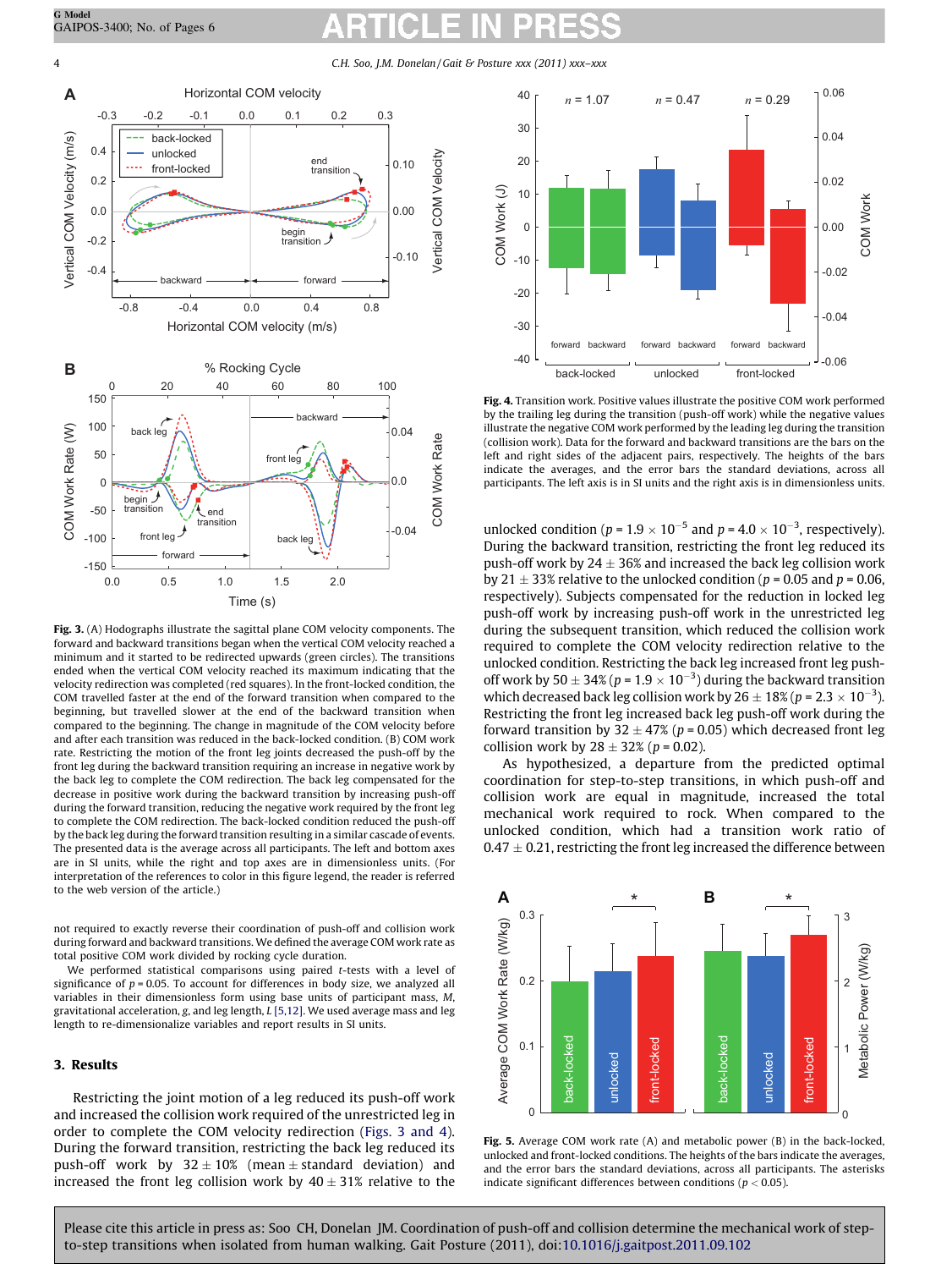A

Horizontal COM velocity

-0.3 -0.2 -0.1 0.0 0.1 0.2 0.3

back-locked
unlocked
front-locked

end transition

begin transition

backward
forward

Vertical COM Velocity (m/s)

0.4 0.2 0.0 -0.2 -0.4

0.10 0.00 -0.10

Vertical COM Velocity

-0.8 -0.4 0.0 0.4 0.8

Horizontal COM velocity (m/s)

B

% Rocking Cycle

0 20 40 60 80 100

back leg
begin transition
end transition
front leg
forward
backward
front leg
back leg

COM Work Rate (W)

150 100 50 0 -50 -100 -150

0.04 0.0 -0.04

COM Work Rate

0.0 0.5 1.0 1.5 2.0

Time (s)

**Fig. 3.** (A) Hodographs illustrate the sagittal plane COM velocity components. The forward and backward transitions began when the vertical COM velocity reached a minimum and it started to be redirected upwards (green circles). The transitions ended when the vertical COM velocity reached its maximum indicating that the velocity redirection was completed (red squares). In the front-locked condition, the COM travelled faster at the end of the forward transition when compared to the beginning, but travelled slower at the end of the backward transition when compared to the beginning. The change in magnitude of the COM velocity before and after each transition was reduced in the back-locked condition. (B) COM work rate. Restricting the motion of the front leg joints decreased the push-off by the front leg during the backward transition requiring an increase in negative work by the back leg to complete the COM redirection. The back leg compensated for the decrease in positive work during the backward transition by increasing push-off during the forward transition, reducing the negative work required by the front leg to complete the COM redirection. The back-locked condition reduced the push-off by the back leg during the forward transition resulting in a similar cascade of events. The presented data is the average across all participants. The left and bottom axes are in SI units, while the right and top axes are in dimensionless units. (For interpretation of the references to color in this figure legend, the reader is referred to the web version of the article.)

not required to exactly reverse their coordination of push-off and collision work during forward and backward transitions. We defined the average COM work rate as total positive COM work divided by rocking cycle duration.

We performed statistical comparisons using paired *t*-tests with a level of significance of $p = 0.05$. To account for differences in body size, we analyzed all variables in their dimensionless form using base units of participant mass, *M*, gravitational acceleration, *g*, and leg length, *L* [5,12]. We used average mass and leg length to re-dimensionalize variables and report results in SI units.

## 3. Results

Restricting the joint motion of a leg reduced its push-off work and increased the collision work required of the unrestricted leg in order to complete the COM velocity redirection (Figs. 3 and 4). During the forward transition, restricting the back leg reduced its push-off work by $32 \pm 10\%$ (mean ± standard deviation) and increased the front leg collision work by $40 \pm 31\%$ relative to the unlocked condition ($p = 1.9 \times 10^{-5}$ and $p = 4.0 \times 10^{-3}$, respectively). During the backward transition, restricting the front leg reduced its push-off work by $24 \pm 36\%$ and increased the back leg collision work by $21 \pm 33\%$ relative to the unlocked condition ($p = 0.05$ and $p = 0.06$, respectively). Subjects compensated for the reduction in locked leg push-off work by increasing push-off work in the unrestricted leg during the subsequent transition, which reduced the collision work required to complete the COM velocity redirection relative to the unlocked condition. Restricting the back leg increased front leg push-off work by $50 \pm 34\%$ ($p = 1.9 \times 10^{-3}$) during the backward transition which decreased back leg collision work by $26 \pm 18\%$ ($p = 2.3 \times 10^{-3}$). Restricting the front leg increased back leg push-off work during the forward transition by $32 \pm 47\%$ ($p = 0.05$) which decreased front leg collision work by $28 \pm 32\%$ ($p = 0.02$).

As hypothesized, a departure from the predicted optimal coordination for step-to-step transitions, in which push-off and collision work are equal in magnitude, increased the total mechanical work required to rock. When compared to the unlocked condition, which had a transition work ratio of $0.47 \pm 0.21$, restricting the front leg increased the difference between

$n$ = 1.07  $n$ = 0.47  $n$ = 0.29

COM Work (J)

40 30 20 10 0 -10 -20 -30 -40

0.06 0.04 0.02 0.00 -0.02 -0.04 -0.06

COM Work

forward backward forward backward forward backward

back-locked unlocked front-locked

**Fig. 4.** Transition work. Positive values illustrate the positive COM work performed by the trailing leg during the transition (push-off work) while the negative values illustrate the negative COM work performed by the leading leg during the transition (collision work). Data for the forward and backward transitions are the bars on the left and right sides of the adjacent pairs, respectively. The heights of the bars indicate the averages, and the error bars the standard deviations, across all participants. The left axis is in SI units and the right axis is in dimensionless units.

A B

Average COM Work Rate (W/kg)

0.3 0.2 0.1 0

3 2 1 0

Metabolic Power (W/kg)

back-locked unlocked front-locked back-locked unlocked front-locked

**Fig. 5.** Average COM work rate (A) and metabolic power (B) in the back-locked, unlocked and front-locked conditions. The heights of the bars indicate the averages, and the error bars the standard deviations, across all participants. The asterisks indicate significant differences between conditions ($p < 0.05$).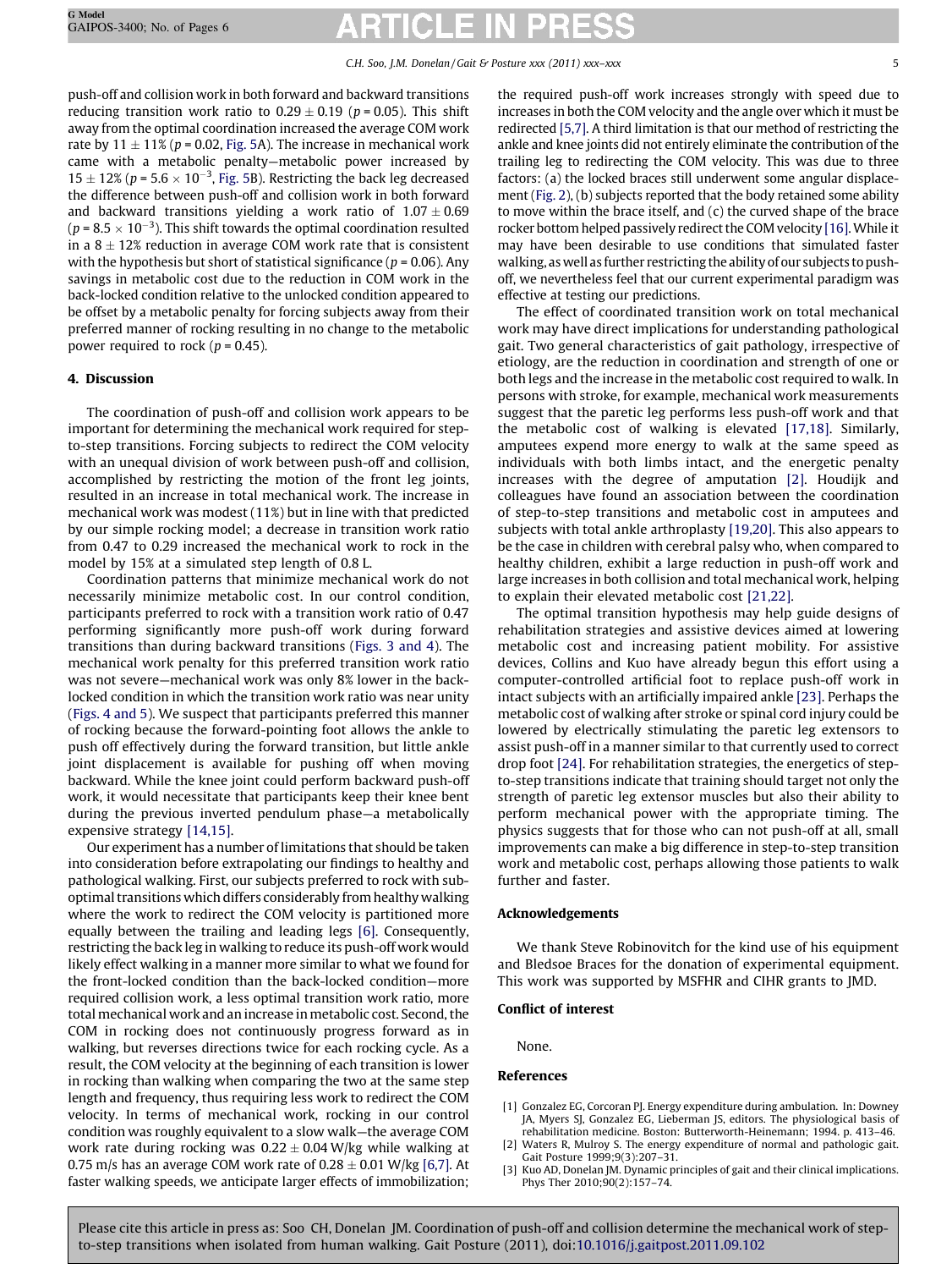push-off and collision work in both forward and backward transitions reducing transition work ratio to $0.29 \pm 0.19$ ($p = 0.05$). This shift away from the optimal coordination increased the average COM work rate by $11 \pm 11\%$ ($p = 0.02$, Fig. 5A). The increase in mechanical work came with a metabolic penalty—metabolic power increased by $15 \pm 12\%$ ($p = 5.6 \times 10^{-3}$, Fig. 5B). Restricting the back leg decreased the difference between push-off and collision work in both forward and backward transitions yielding a work ratio of $1.07 \pm 0.69$ ($p = 8.5 \times 10^{-3}$). This shift towards the optimal coordination resulted in a $8 \pm 12\%$ reduction in average COM work rate that is consistent with the hypothesis but short of statistical significance ($p = 0.06$). Any savings in metabolic cost due to the reduction in COM work in the back-locked condition relative to the unlocked condition appeared to be offset by a metabolic penalty for forcing subjects away from their preferred manner of rocking resulting in no change to the metabolic power required to rock ($p = 0.45$).

## 4. Discussion

The coordination of push-off and collision work appears to be important for determining the mechanical work required for step-to-step transitions. Forcing subjects to redirect the COM velocity with an unequal division of work between push-off and collision, accomplished by restricting the motion of the front leg joints, resulted in an increase in total mechanical work. The increase in mechanical work was modest (11%) but in line with that predicted by our simple rocking model; a decrease in transition work ratio from 0.47 to 0.29 increased the mechanical work to rock in the model by 15% at a simulated step length of 0.8 L.

Coordination patterns that minimize mechanical work do not necessarily minimize metabolic cost. In our control condition, participants preferred to rock with a transition work ratio of 0.47 performing significantly more push-off work during forward transitions than during backward transitions (Figs. 3 and 4). The mechanical work penalty for this preferred transition work ratio was not severe—mechanical work was only 8% lower in the back-locked condition in which the transition work ratio was near unity (Figs. 4 and 5). We suspect that participants preferred this manner of rocking because the forward-pointing foot allows the ankle to push off effectively during the forward transition, but little ankle joint displacement is available for pushing off when moving backward. While the knee joint could perform backward push-off work, it would necessitate that participants keep their knee bent during the previous inverted pendulum phase—a metabolically expensive strategy [14,15].

Our experiment has a number of limitations that should be taken into consideration before extrapolating our findings to healthy and pathological walking. First, our subjects preferred to rock with sub-optimal transitions which differs considerably from healthy walking where the work to redirect the COM velocity is partitioned more equally between the trailing and leading legs [6]. Consequently, restricting the back leg in walking to reduce its push-off work would likely effect walking in a manner more similar to what we found for the front-locked condition than the back-locked condition—more required collision work, a less optimal transition work ratio, more total mechanical work and an increase in metabolic cost. Second, the COM in rocking does not continuously progress forward as in walking, but reverses directions twice for each rocking cycle. As a result, the COM velocity at the beginning of each transition is lower in rocking than walking when comparing the two at the same step length and frequency, thus requiring less work to redirect the COM velocity. In terms of mechanical work, rocking in our control condition was roughly equivalent to a slow walk—the average COM work rate during rocking was $0.22 \pm 0.04$ W/kg while walking at 0.75 m/s has an average COM work rate of $0.28 \pm 0.01$ W/kg [6,7]. At faster walking speeds, we anticipate larger effects of immobilization; the required push-off work increases strongly with speed due to increases in both the COM velocity and the angle over which it must be redirected [5,7]. A third limitation is that our method of restricting the ankle and knee joints did not entirely eliminate the contribution of the trailing leg to redirecting the COM velocity. This was due to three factors: (a) the locked braces still underwent some angular displacement (Fig. 2), (b) subjects reported that the body retained some ability to move within the brace itself, and (c) the curved shape of the brace rocker bottom helped passively redirect the COM velocity [16]. While it may have been desirable to use conditions that simulated faster walking, as well as further restricting the ability of our subjects to push-off, we nevertheless feel that our current experimental paradigm was effective at testing our predictions.

The effect of coordinated transition work on total mechanical work may have direct implications for understanding pathological gait. Two general characteristics of gait pathology, irrespective of etiology, are the reduction in coordination and strength of one or both legs and the increase in the metabolic cost required to walk. In persons with stroke, for example, mechanical work measurements suggest that the paretic leg performs less push-off work and that the metabolic cost of walking is elevated [17,18]. Similarly, amputees expend more energy to walk at the same speed as individuals with both limbs intact, and the energetic penalty increases with the degree of amputation [2]. Houdijk and colleagues have found an association between the coordination of step-to-step transitions and metabolic cost in amputees and subjects with total ankle arthroplasty [19,20]. This also appears to be the case in children with cerebral palsy who, when compared to healthy children, exhibit a large reduction in push-off work and large increases in both collision and total mechanical work, helping to explain their elevated metabolic cost [21,22].

The optimal transition hypothesis may help guide designs of rehabilitation strategies and assistive devices aimed at lowering metabolic cost and increasing patient mobility. For assistive devices, Collins and Kuo have already begun this effort using a computer-controlled artificial foot to replace push-off work in intact subjects with an artificially impaired ankle [23]. Perhaps the metabolic cost of walking after stroke or spinal cord injury could be lowered by electrically stimulating the paretic leg extensors to assist push-off in a manner similar to that currently used to correct drop foot [24]. For rehabilitation strategies, the energetics of step-to-step transitions indicate that training should target not only the strength of paretic leg extensor muscles but also their ability to perform mechanical power with the appropriate timing. The physics suggests that for those who can not push-off at all, small improvements can make a big difference in step-to-step transition work and metabolic cost, perhaps allowing those patients to walk further and faster.

## Acknowledgements

We thank Steve Robinovitch for the kind use of his equipment and Bledsoe Braces for the donation of experimental equipment. This work was supported by MSFHR and CIHR grants to JMD.

## Conflict of interest

None.

## References

[1] Gonzalez EG, Corcoran PJ. Energy expenditure during ambulation. In: Downey JA, Myers SJ, Gonzalez EG, Lieberman JS, editors. The physiological basis of rehabilitation medicine. Boston: Butterworth-Heinemann; 1994. p. 413–46.

[2] Waters R, Mulroy S. The energy expenditure of normal and pathologic gait. Gait Posture 1999;9(3):207–31.

[3] Kuo AD, Donelan JM. Dynamic principles of gait and their clinical implications. Phys Ther 2010;90(2):157–74.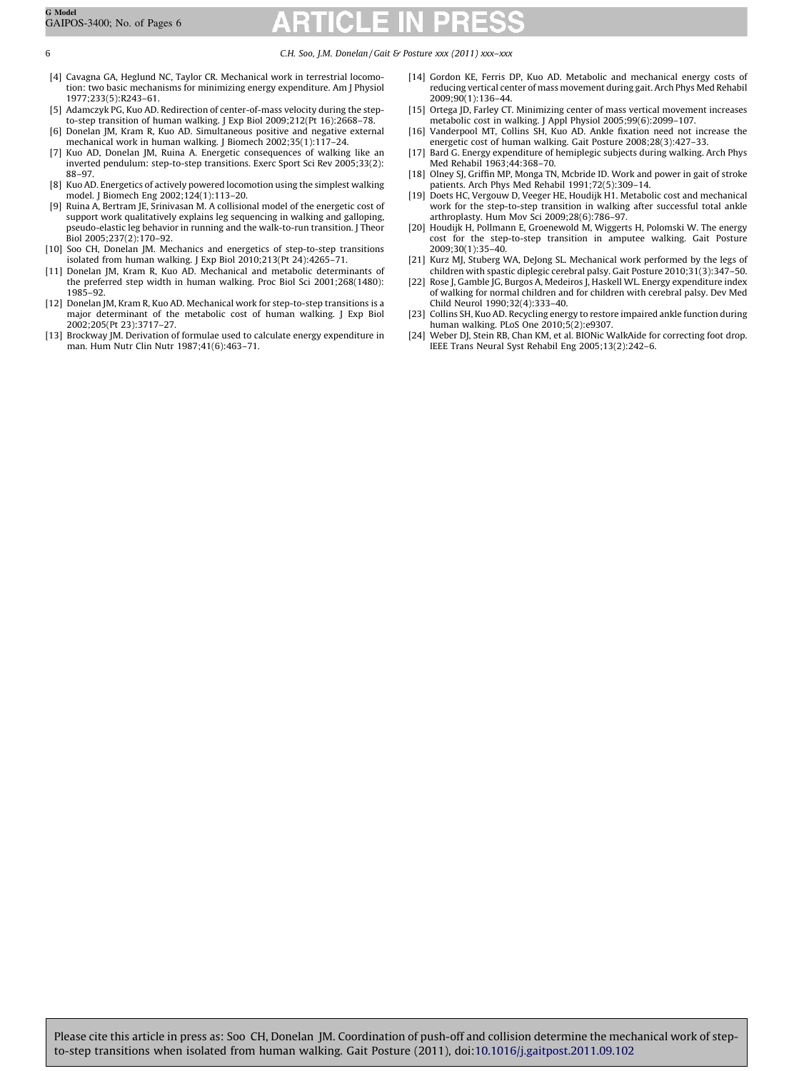[4] Cavagna GA, Heglund NC, Taylor CR. Mechanical work in terrestrial locomotion: two basic mechanisms for minimizing energy expenditure. Am J Physiol 1977;233(5):R243–61.

[5] Adamczyk PG, Kuo AD. Redirection of center-of-mass velocity during the step-to-step transition of human walking. J Exp Biol 2009;212(Pt 16):2668–78.

[6] Donelan JM, Kram R, Kuo AD. Simultaneous positive and negative external mechanical work in human walking. J Biomech 2002;35(1):117–24.

[7] Kuo AD, Donelan JM, Ruina A. Energetic consequences of walking like an inverted pendulum: step-to-step transitions. Exerc Sport Sci Rev 2005;33(2): 88–97.

[8] Kuo AD. Energetics of actively powered locomotion using the simplest walking model. J Biomech Eng 2002;124(1):113–20.

[9] Ruina A, Bertram JE, Srinivasan M. A collisional model of the energetic cost of support work qualitatively explains leg sequencing in walking and galloping, pseudo-elastic leg behavior in running and the walk-to-run transition. J Theor Biol 2005;237(2):170–92.

[10] Soo CH, Donelan JM. Mechanics and energetics of step-to-step transitions isolated from human walking. J Exp Biol 2010;213(Pt 24):4265–71.

[11] Donelan JM, Kram R, Kuo AD. Mechanical and metabolic determinants of the preferred step width in human walking. Proc Biol Sci 2001;268(1480): 1985–92.

[12] Donelan JM, Kram R, Kuo AD. Mechanical work for step-to-step transitions is a major determinant of the metabolic cost of human walking. J Exp Biol 2002;205(Pt 23):3717–27.

[13] Brockway JM. Derivation of formulae used to calculate energy expenditure in man. Hum Nutr Clin Nutr 1987;41(6):463–71.

[14] Gordon KE, Ferris DP, Kuo AD. Metabolic and mechanical energy costs of reducing vertical center of mass movement during gait. Arch Phys Med Rehabil 2009;90(1):136–44.

[15] Ortega JD, Farley CT. Minimizing center of mass vertical movement increases metabolic cost in walking. J Appl Physiol 2005;99(6):2099–107.

[16] Vanderpool MT, Collins SH, Kuo AD. Ankle fixation need not increase the energetic cost of human walking. Gait Posture 2008;28(3):427–33.

[17] Bard G. Energy expenditure of hemiplegic subjects during walking. Arch Phys Med Rehabil 1963;44:368–70.

[18] Olney SJ, Griffin MP, Monga TN, Mcbride ID. Work and power in gait of stroke patients. Arch Phys Med Rehabil 1991;72(5):309–14.

[19] Doets HC, Vergouw D, Veeger HE, Houdijk H1. Metabolic cost and mechanical work for the step-to-step transition in walking after successful total ankle arthroplasty. Hum Mov Sci 2009;28(6):786–97.

[20] Houdijk H, Pollmann E, Groenewold M, Wiggerts H, Polomski W. The energy cost for the step-to-step transition in amputee walking. Gait Posture 2009;30(1):35–40.

[21] Kurz MJ, Stuberg WA, DeJong SL. Mechanical work performed by the legs of children with spastic diplegic cerebral palsy. Gait Posture 2010;31(3):347–50.

[22] Rose J, Gamble JG, Burgos A, Medeiros J, Haskell WL. Energy expenditure index of walking for normal children and for children with cerebral palsy. Dev Med Child Neurol 1990;32(4):333–40.

[23] Collins SH, Kuo AD. Recycling energy to restore impaired ankle function during human walking. PLoS One 2010;5(2):e9307.

[24] Weber DJ, Stein RB, Chan KM, et al. BIONic WalkAide for correcting foot drop. IEEE Trans Neural Syst Rehabil Eng 2005;13(2):242–6.

Please cite this article in press as: Soo CH, Donelan JM. Coordination of push-off and collision determine the mechanical work of step-to-step transitions when isolated from human walking. Gait Posture (2011), doi:10.1016/j.gaitpost.2011.09.102